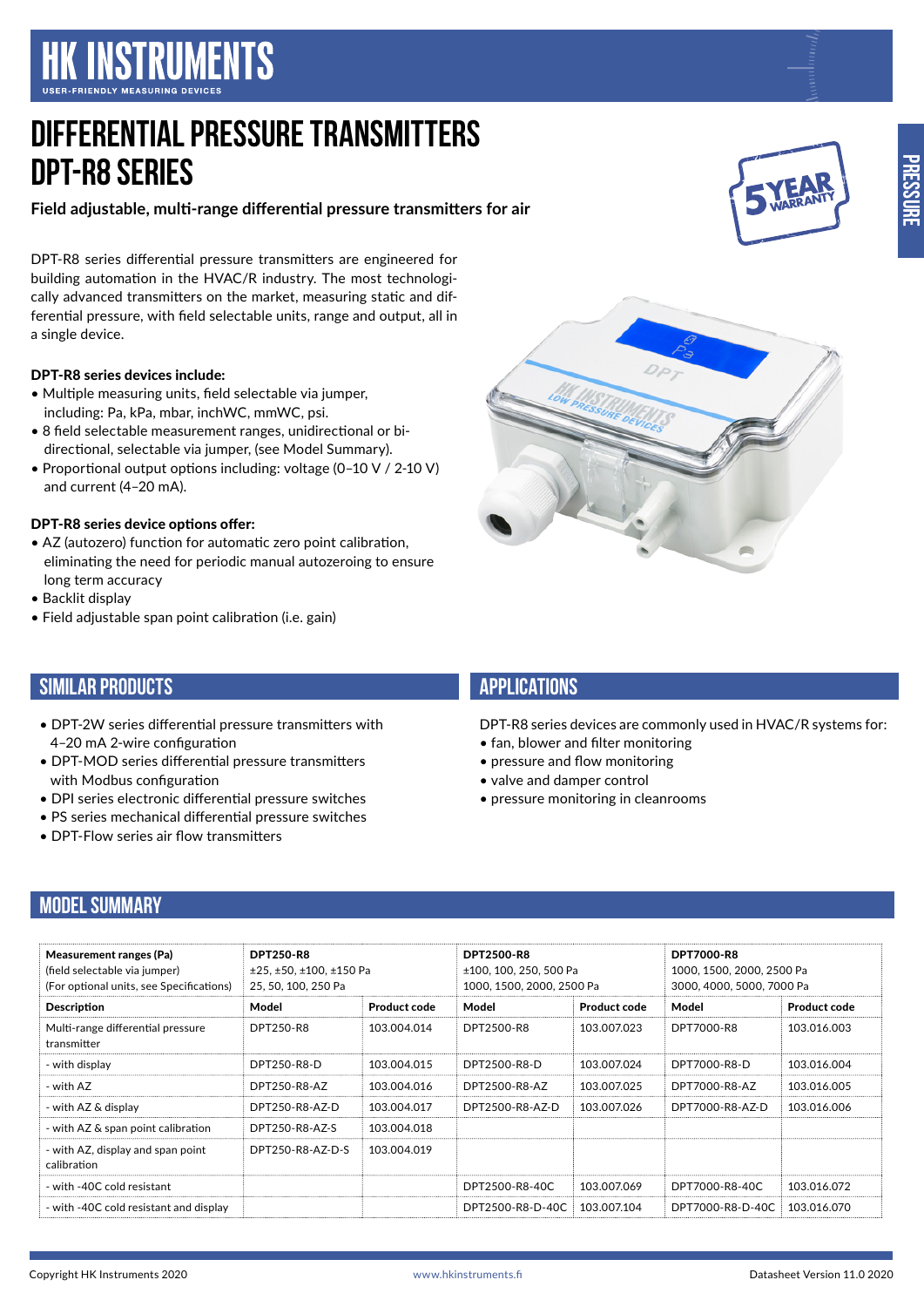# HK INSTRUMENTS

USER-FRIENDLY MEASURING DEVICES

# DIFFERENTIAL PRESSURE TRANSMITTERS DPT-R8 SERIES

**Field adjustable, multi-range differential pressure transmitters for air**

DPT-R8 series differential pressure transmitters are engineered for building automation in the HVAC/R industry. The most technologically advanced transmitters on the market, measuring static and differential pressure, with field selectable units, range and output, all in a single device.

**DPT-R8 series devices include:**

- Multiple measuring units, field selectable via jumper, including: Pa, kPa, mbar, inchWC, mmWC, psi.
- 8 field selectable measurement ranges, unidirectional or bi-directional, selectable via jumper, (see Model Summary).
- Proportional output options including: voltage (0–10 V / 2-10 V) and current (4–20 mA).

**DPT-R8 series device options offer:**

- AZ (autozero) function for automatic zero point calibration, eliminating the need for periodic manual autozeroing to ensure long term accuracy
- Backlit display
- Field adjustable span point calibration (i.e. gain)

## SIMILAR PRODUCTS

- DPT-2W series differential pressure transmitters with 4–20 mA 2-wire configuration
- DPT-MOD series differential pressure transmitters with Modbus configuration
- DPI series electronic differential pressure switches
- PS series mechanical differential pressure switches
- DPT-Flow series air flow transmitters

## APPLICATIONS

DPT-R8 series devices are commonly used in HVAC/R systems for:

- fan, blower and filter monitoring
- pressure and flow monitoring
- valve and damper control
- pressure monitoring in cleanrooms

## MODEL SUMMARY

| **Measurement ranges (Pa)** (field selectable via jumper) (For optional units, see Specifications) | **DPT250-R8** ±25, ±50, ±100, ±150 Pa 25, 50, 100, 250 Pa | | **DPT2500-R8** ±100, 100, 250, 500 Pa 1000, 1500, 2000, 2500 Pa | | **DPT7000-R8** 1000, 1500, 2000, 2500 Pa 3000, 4000, 5000, 7000 Pa | |
|---|---|---|---|---|---|---|
| **Description** | **Model** | **Product code** | **Model** | **Product code** | **Model** | **Product code** |
| Multi-range differential pressure transmitter | DPT250-R8 | 103.004.014 | DPT2500-R8 | 103.007.023 | DPT7000-R8 | 103.016.003 |
| - with display | DPT250-R8-D | 103.004.015 | DPT2500-R8-D | 103.007.024 | DPT7000-R8-D | 103.016.004 |
| - with AZ | DPT250-R8-AZ | 103.004.016 | DPT2500-R8-AZ | 103.007.025 | DPT7000-R8-AZ | 103.016.005 |
| - with AZ & display | DPT250-R8-AZ-D | 103.004.017 | DPT2500-R8-AZ-D | 103.007.026 | DPT7000-R8-AZ-D | 103.016.006 |
| - with AZ & span point calibration | DPT250-R8-AZ-S | 103.004.018 | | | | |
| - with AZ, display and span point calibration | DPT250-R8-AZ-D-S | 103.004.019 | | | | |
| - with -40C cold resistant | | | DPT2500-R8-40C | 103.007.069 | DPT7000-R8-40C | 103.016.072 |
| - with -40C cold resistant and display | | | DPT2500-R8-D-40C | 103.007.104 | DPT7000-R8-D-40C | 103.016.070 |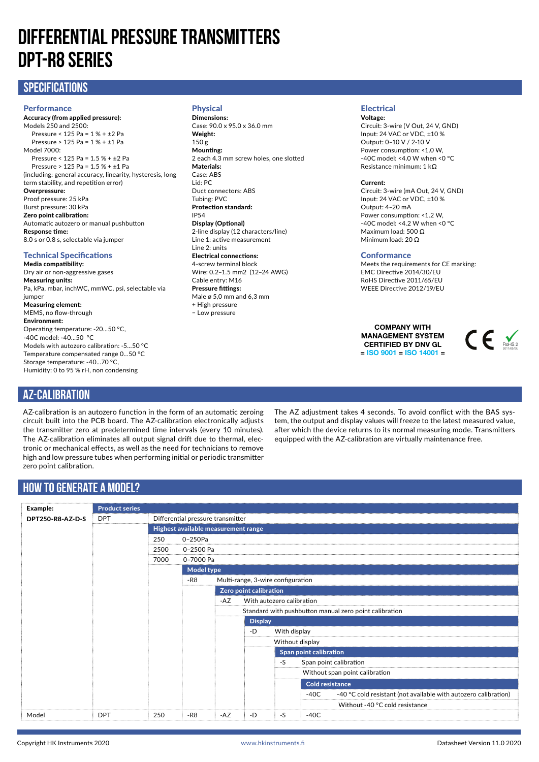# DIFFERENTIAL PRESSURE TRANSMITTERS
# DPT-R8 SERIES

## SPECIFICATIONS

### Performance

**Accuracy (from applied pressure):**
Models 250 and 2500:
Pressure < 125 Pa = 1 % + ±2 Pa
Pressure > 125 Pa = 1 % + ±1 Pa
Model 7000:
Pressure < 125 Pa = 1.5 % + ±2 Pa
Pressure > 125 Pa = 1.5 % + ±1 Pa
(including: general accuracy, linearity, hysteresis, long term stability, and repetition error)
**Overpressure:**
Proof pressure: 25 kPa
Burst pressure: 30 kPa
**Zero point calibration:**
Automatic autozero or manual pushbutton
**Response time:**
8.0 s or 0.8 s, selectable via jumper

### Technical Specifications

**Media compatibility:**
Dry air or non-aggressive gases
**Measuring units:**
Pa, kPa, mbar, inchWC, mmWC, psi, selectable via jumper
**Measuring element:**
MEMS, no flow-through
**Environment:**
Operating temperature: -20...50 °C,
-40C model: -40...50 °C
Models with autozero calibration: -5...50 °C
Temperature compensated range 0...50 °C
Storage temperature: -40...70 °C,
Humidity: 0 to 95 % rH, non condensing

### Physical

**Dimensions:**
Case: 90.0 x 95.0 x 36.0 mm
**Weight:**
150 g
**Mounting:**
2 each 4.3 mm screw holes, one slotted
**Materials:**
Case: ABS
Lid: PC
Duct connectors: ABS
Tubing: PVC
**Protection standard:**
IP54
**Display (Optional)**
2-line display (12 characters/line)
Line 1: active measurement
Line 2: units
**Electrical connections:**
4-screw terminal block
Wire: 0.2–1.5 mm2 (12–24 AWG)
Cable entry: M16
**Pressure fittings:**
Male ø 5,0 mm and 6,3 mm
+ High pressure
− Low pressure

### Electrical

**Voltage:**
Circuit: 3-wire (V Out, 24 V, GND)
Input: 24 VAC or VDC, ±10 %
Output: 0–10 V / 2-10 V
Power consumption: <1.0 W,
-40C model: <4.0 W when <0 °C
Resistance minimum: 1 kΩ

**Current:**
Circuit: 3-wire (mA Out, 24 V, GND)
Input: 24 VAC or VDC, ±10 %
Output: 4–20 mA
Power consumption: <1.2 W,
-40C model: <4.2 W when <0 °C
Maximum load: 500 Ω
Minimum load: 20 Ω

### Conformance

Meets the requirements for CE marking:
EMC Directive 2014/30/EU
RoHS Directive 2011/65/EU
WEEE Directive 2012/19/EU

COMPANY WITH MANAGEMENT SYSTEM CERTIFIED BY DNV GL
= ISO 9001 = ISO 14001 =

RoHS 2 2011/65/EU

## AZ-CALIBRATION

AZ-calibration is an autozero function in the form of an automatic zeroing circuit built into the PCB board. The AZ-calibration electronically adjusts the transmitter zero at predetermined time intervals (every 10 minutes). The AZ-calibration eliminates all output signal drift due to thermal, electronic or mechanical effects, as well as the need for technicians to remove high and low pressure tubes when performing initial or periodic transmitter zero point calibration.

The AZ adjustment takes 4 seconds. To avoid conflict with the BAS system, the output and display values will freeze to the latest measured value, after which the device returns to its normal measuring mode. Transmitters equipped with the AZ-calibration are virtually maintenance free.

## HOW TO GENERATE A MODEL?

| Example: | Product series | | | | | | | |
|---|---|---|---|---|---|---|---|---|
| DPT250-R8-AZ-D-S | DPT | Differential pressure transmitter | | | | | | |
| | | Highest available measurement range | | | | | | |
| | | 250 | 0–250Pa | | | | | |
| | | 2500 | 0–2500 Pa | | | | | |
| | | 7000 | 0–7000 Pa | | | | | |
| | | | Model type | | | | | |
| | | | -R8 | Multi-range, 3-wire configuration | | | | |
| | | | | Zero point calibration | | | | |
| | | | | -AZ | With autozero calibration | | | |
| | | | | | Standard with pushbutton manual zero point calibration | | | |
| | | | | | Display | | | |
| | | | | | -D | With display | | |
| | | | | | | Without display | | |
| | | | | | | Span point calibration | | |
| | | | | | | -S | Span point calibration | |
| | | | | | | | Without span point calibration | |
| | | | | | | | Cold resistance | |
| | | | | | | | -40C | -40 °C cold resistant (not available with autozero calibration) |
| | | | | | | | | Without -40 °C cold resistance |
| Model | DPT | 250 | -R8 | -AZ | -D | -S | -40C | |

Copyright HK Instruments 2020 | www.hkinstruments.fi | Datasheet Version 11.0 2020